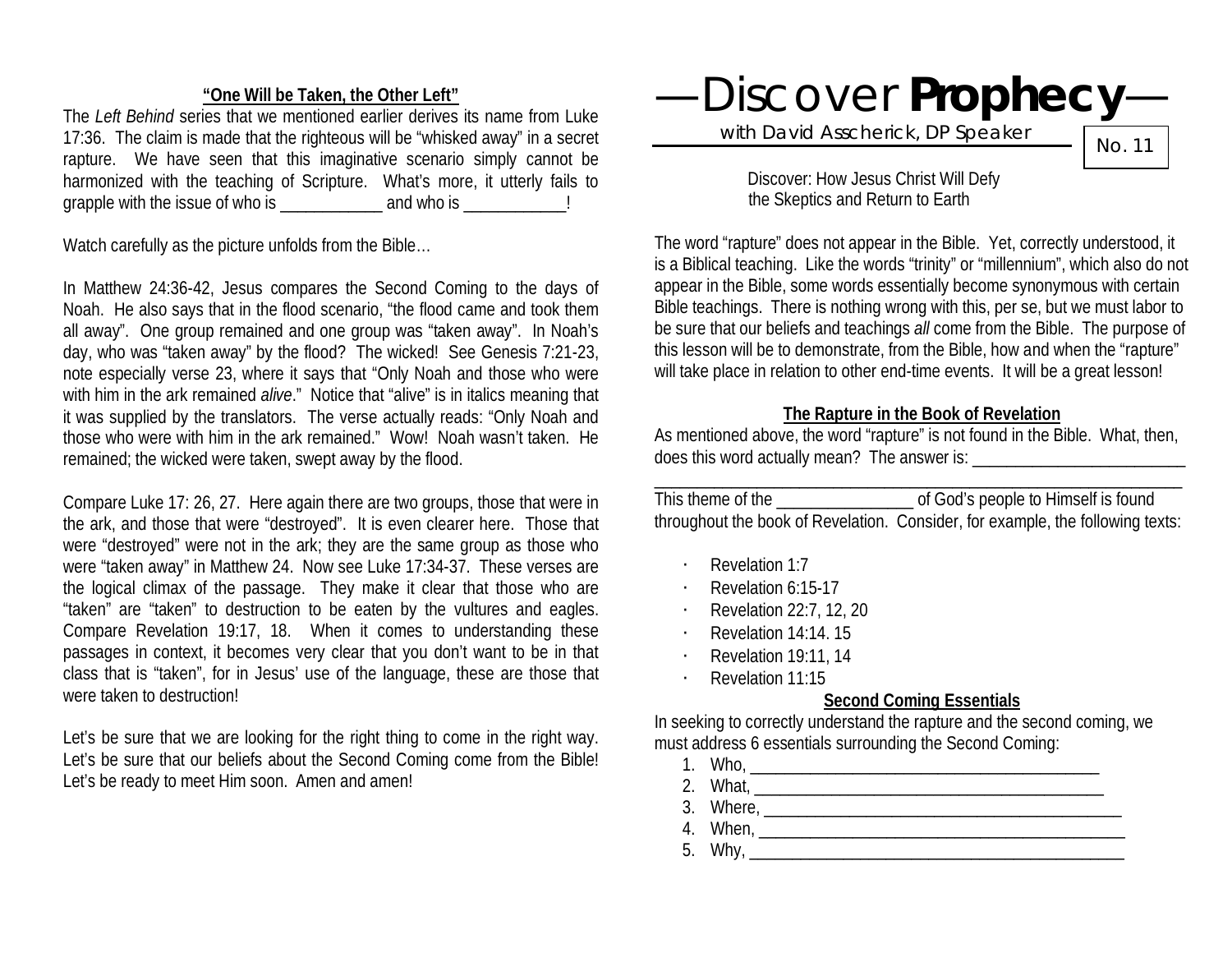# —Discover **Prophecy**—

with David Asscherick, DP Speaker

No. 11

Discover: How Jesus Christ Will Defy the Skeptics and Return to Earth

The word "rapture" does not appear in the Bible. Yet, correctly understood, it is a Biblical teaching. Like the words "trinity" or "millennium", which also do not appear in the Bible, some words essentially become synonymous with certain Bible teachings. There is nothing wrong with this, per se, but we must labor to be sure that our beliefs and teachings *all* come from the Bible. The purpose of this lesson will be to demonstrate, from the Bible, how and when the "rapture" will take place in relation to other end-time events. It will be a great lesson!

## The Rapture in the Book of Revelation

As mentioned above, the word "rapture" is not found in the Bible. What, then, does this word actually mean? The answer is: __________________________
_____________________________________________________________
This theme of the ________________ of God's people to Himself is found throughout the book of Revelation. Consider, for example, the following texts:

- Revelation 1:7
- Revelation 6:15-17
- Revelation 22:7, 12, 20
- Revelation 14:14. 15
- Revelation 19:11, 14
- Revelation 11:15

## Second Coming Essentials

In seeking to correctly understand the rapture and the second coming, we must address 6 essentials surrounding the Second Coming:

1. Who, ___________________________________________
2. What, ___________________________________________
3. Where, ___________________________________________
4. When, ___________________________________________
5. Why, ___________________________________________

## "One Will be Taken, the Other Left"

The *Left Behind* series that we mentioned earlier derives its name from Luke 17:36. The claim is made that the righteous will be "whisked away" in a secret rapture. We have seen that this imaginative scenario simply cannot be harmonized with the teaching of Scripture. What's more, it utterly fails to grapple with the issue of who is ____________ and who is ____________!

Watch carefully as the picture unfolds from the Bible…

In Matthew 24:36-42, Jesus compares the Second Coming to the days of Noah. He also says that in the flood scenario, "the flood came and took them all away". One group remained and one group was "taken away". In Noah's day, who was "taken away" by the flood? The wicked! See Genesis 7:21-23, note especially verse 23, where it says that "Only Noah and those who were with him in the ark remained *alive*." Notice that "alive" is in italics meaning that it was supplied by the translators. The verse actually reads: "Only Noah and those who were with him in the ark remained." Wow! Noah wasn't taken. He remained; the wicked were taken, swept away by the flood.

Compare Luke 17: 26, 27. Here again there are two groups, those that were in the ark, and those that were "destroyed". It is even clearer here. Those that were "destroyed" were not in the ark; they are the same group as those who were "taken away" in Matthew 24. Now see Luke 17:34-37. These verses are the logical climax of the passage. They make it clear that those who are "taken" are "taken" to destruction to be eaten by the vultures and eagles. Compare Revelation 19:17, 18. When it comes to understanding these passages in context, it becomes very clear that you don't want to be in that class that is "taken", for in Jesus' use of the language, these are those that were taken to destruction!

Let's be sure that we are looking for the right thing to come in the right way. Let's be sure that our beliefs about the Second Coming come from the Bible! Let's be ready to meet Him soon. Amen and amen!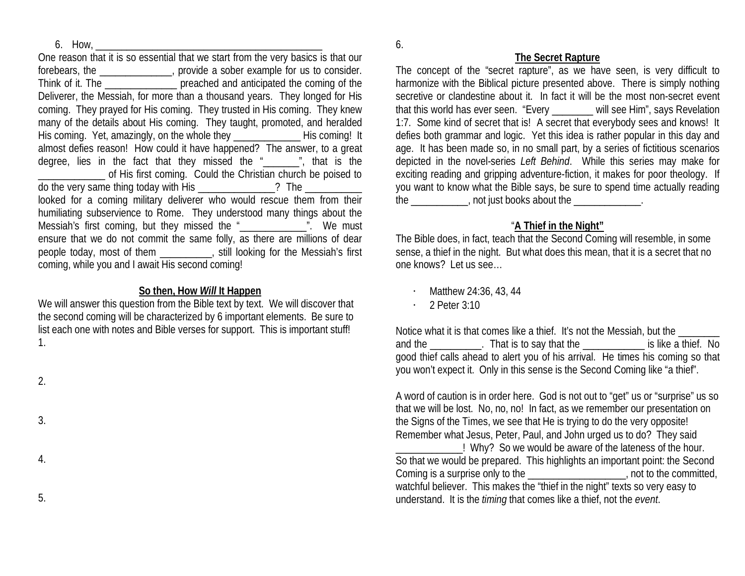6. How, ___________________________________________

One reason that it is so essential that we start from the very basics is that our forebears, the ______________, provide a sober example for us to consider. Think of it. The ______________ preached and anticipated the coming of the Deliverer, the Messiah, for more than a thousand years. They longed for His coming. They prayed for His coming. They trusted in His coming. They knew many of the details about His coming. They taught, promoted, and heralded His coming. Yet, amazingly, on the whole they _____________ His coming! It almost defies reason! How could it have happened? The answer, to a great degree, lies in the fact that they missed the "_______", that is the _____________ of His first coming. Could the Christian church be poised to do the very same thing today with His _______________? The ___________ looked for a coming military deliverer who would rescue them from their humiliating subservience to Rome. They understood many things about the Messiah's first coming, but they missed the "_____________". We must ensure that we do not commit the same folly, as there are millions of dear people today, most of them __________, still looking for the Messiah's first coming, while you and I await His second coming!

## So then, How *Will* It Happen

We will answer this question from the Bible text by text. We will discover that the second coming will be characterized by 6 important elements. Be sure to list each one with notes and Bible verses for support. This is important stuff!

1.

2.

3.

4.

5.

6.

## The Secret Rapture

The concept of the "secret rapture", as we have seen, is very difficult to harmonize with the Biblical picture presented above. There is simply nothing secretive or clandestine about it. In fact it will be the most non-secret event that this world has ever seen. "Every ________ will see Him", says Revelation 1:7. Some kind of secret that is! A secret that everybody sees and knows! It defies both grammar and logic. Yet this idea is rather popular in this day and age. It has been made so, in no small part, by a series of fictitious scenarios depicted in the novel-series *Left Behind*. While this series may make for exciting reading and gripping adventure-fiction, it makes for poor theology. If you want to know what the Bible says, be sure to spend time actually reading the ___________, not just books about the _____________.

## "A Thief in the Night"

The Bible does, in fact, teach that the Second Coming will resemble, in some sense, a thief in the night. But what does this mean, that it is a secret that no one knows? Let us see…

- Matthew 24:36, 43, 44
- 2 Peter 3:10

Notice what it is that comes like a thief. It's not the Messiah, but the ________ and the __________. That is to say that the ____________ is like a thief. No good thief calls ahead to alert you of his arrival. He times his coming so that you won't expect it. Only in this sense is the Second Coming like "a thief".

A word of caution is in order here. God is not out to "get" us or "surprise" us so that we will be lost. No, no, no! In fact, as we remember our presentation on the Signs of the Times, we see that He is trying to do the very opposite! Remember what Jesus, Peter, Paul, and John urged us to do? They said _____________! Why? So we would be aware of the lateness of the hour. So that we would be prepared. This highlights an important point: the Second Coming is a surprise only to the ___________________, not to the committed, watchful believer. This makes the "thief in the night" texts so very easy to understand. It is the *timing* that comes like a thief, not the *event*.